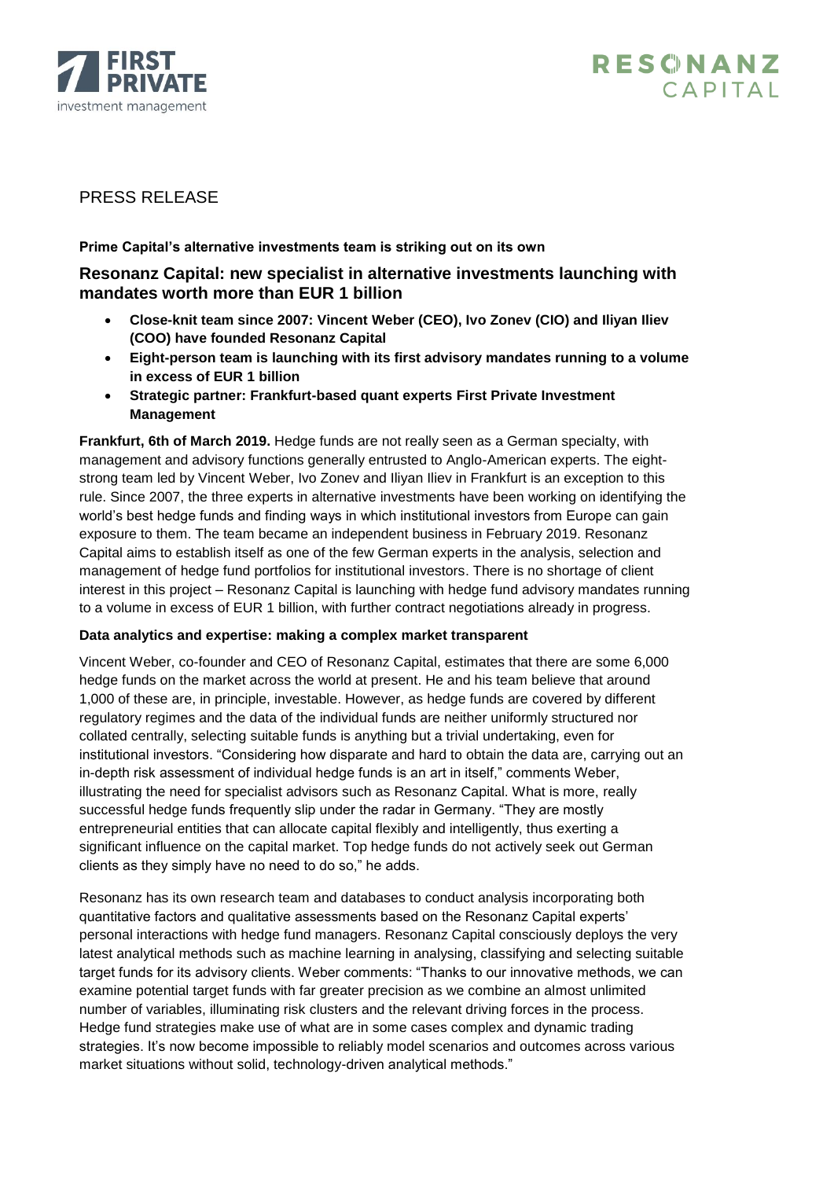PRESS RELEASE

**Prime Capital's alternative investments team is striking out on its own**

## Resonanz Capital: new specialist in alternative investments launching with mandates worth more than EUR 1 billion

- **Close-knit team since 2007: Vincent Weber (CEO), Ivo Zonev (CIO) and Iliyan Iliev (COO) have founded Resonanz Capital**
- **Eight-person team is launching with its first advisory mandates running to a volume in excess of EUR 1 billion**
- **Strategic partner: Frankfurt-based quant experts First Private Investment Management**

**Frankfurt, 6th of March 2019.** Hedge funds are not really seen as a German specialty, with management and advisory functions generally entrusted to Anglo-American experts. The eight-strong team led by Vincent Weber, Ivo Zonev and Iliyan Iliev in Frankfurt is an exception to this rule. Since 2007, the three experts in alternative investments have been working on identifying the world's best hedge funds and finding ways in which institutional investors from Europe can gain exposure to them. The team became an independent business in February 2019. Resonanz Capital aims to establish itself as one of the few German experts in the analysis, selection and management of hedge fund portfolios for institutional investors. There is no shortage of client interest in this project – Resonanz Capital is launching with hedge fund advisory mandates running to a volume in excess of EUR 1 billion, with further contract negotiations already in progress.

**Data analytics and expertise: making a complex market transparent**

Vincent Weber, co-founder and CEO of Resonanz Capital, estimates that there are some 6,000 hedge funds on the market across the world at present. He and his team believe that around 1,000 of these are, in principle, investable. However, as hedge funds are covered by different regulatory regimes and the data of the individual funds are neither uniformly structured nor collated centrally, selecting suitable funds is anything but a trivial undertaking, even for institutional investors. "Considering how disparate and hard to obtain the data are, carrying out an in-depth risk assessment of individual hedge funds is an art in itself," comments Weber, illustrating the need for specialist advisors such as Resonanz Capital. What is more, really successful hedge funds frequently slip under the radar in Germany. "They are mostly entrepreneurial entities that can allocate capital flexibly and intelligently, thus exerting a significant influence on the capital market. Top hedge funds do not actively seek out German clients as they simply have no need to do so," he adds.

Resonanz has its own research team and databases to conduct analysis incorporating both quantitative factors and qualitative assessments based on the Resonanz Capital experts' personal interactions with hedge fund managers. Resonanz Capital consciously deploys the very latest analytical methods such as machine learning in analysing, classifying and selecting suitable target funds for its advisory clients. Weber comments: "Thanks to our innovative methods, we can examine potential target funds with far greater precision as we combine an almost unlimited number of variables, illuminating risk clusters and the relevant driving forces in the process. Hedge fund strategies make use of what are in some cases complex and dynamic trading strategies. It's now become impossible to reliably model scenarios and outcomes across various market situations without solid, technology-driven analytical methods."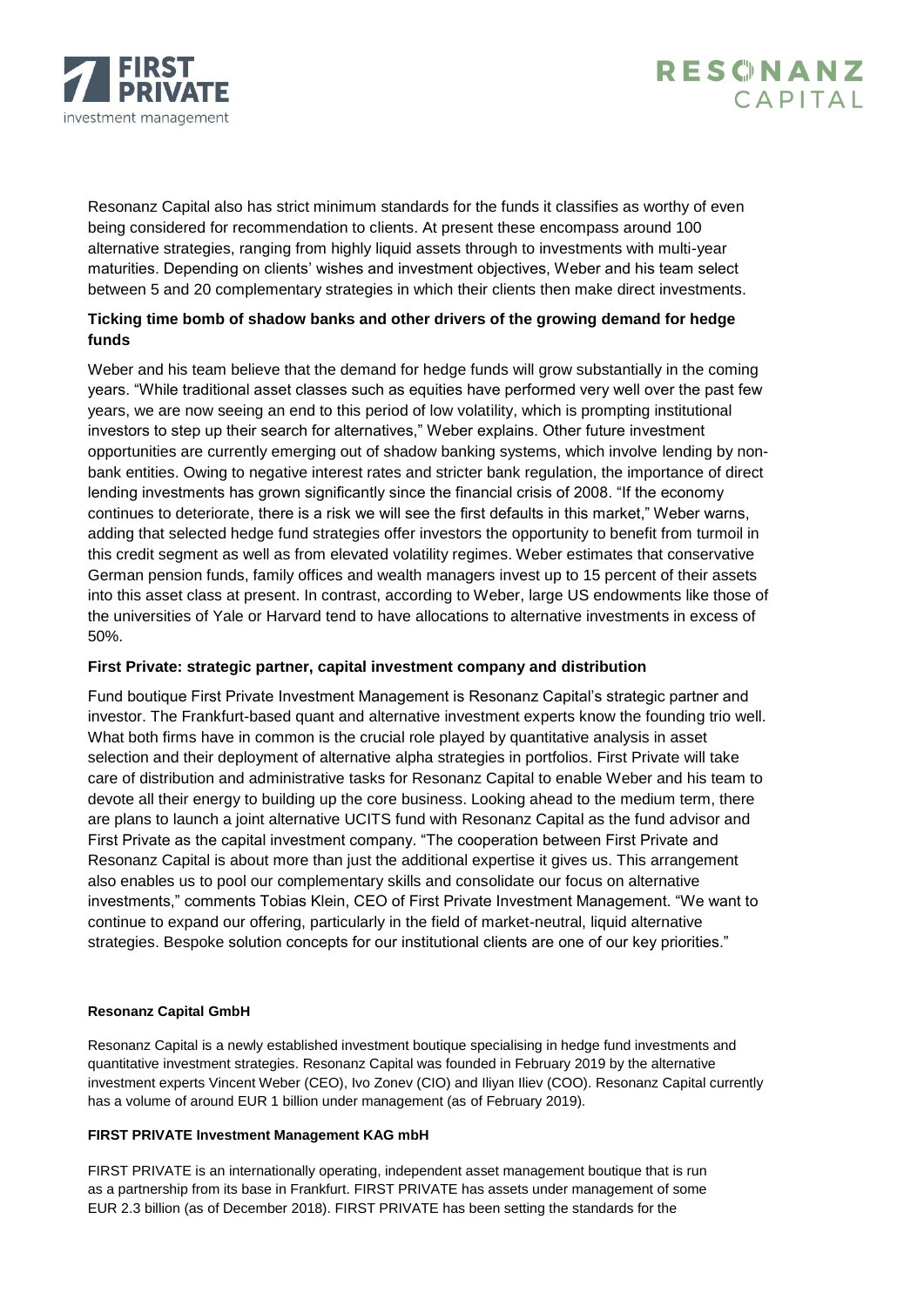Resonanz Capital also has strict minimum standards for the funds it classifies as worthy of even being considered for recommendation to clients. At present these encompass around 100 alternative strategies, ranging from highly liquid assets through to investments with multi-year maturities. Depending on clients' wishes and investment objectives, Weber and his team select between 5 and 20 complementary strategies in which their clients then make direct investments.

### Ticking time bomb of shadow banks and other drivers of the growing demand for hedge funds

Weber and his team believe that the demand for hedge funds will grow substantially in the coming years. "While traditional asset classes such as equities have performed very well over the past few years, we are now seeing an end to this period of low volatility, which is prompting institutional investors to step up their search for alternatives," Weber explains. Other future investment opportunities are currently emerging out of shadow banking systems, which involve lending by non-bank entities. Owing to negative interest rates and stricter bank regulation, the importance of direct lending investments has grown significantly since the financial crisis of 2008. "If the economy continues to deteriorate, there is a risk we will see the first defaults in this market," Weber warns, adding that selected hedge fund strategies offer investors the opportunity to benefit from turmoil in this credit segment as well as from elevated volatility regimes. Weber estimates that conservative German pension funds, family offices and wealth managers invest up to 15 percent of their assets into this asset class at present. In contrast, according to Weber, large US endowments like those of the universities of Yale or Harvard tend to have allocations to alternative investments in excess of 50%.

### First Private: strategic partner, capital investment company and distribution

Fund boutique First Private Investment Management is Resonanz Capital's strategic partner and investor. The Frankfurt-based quant and alternative investment experts know the founding trio well. What both firms have in common is the crucial role played by quantitative analysis in asset selection and their deployment of alternative alpha strategies in portfolios. First Private will take care of distribution and administrative tasks for Resonanz Capital to enable Weber and his team to devote all their energy to building up the core business. Looking ahead to the medium term, there are plans to launch a joint alternative UCITS fund with Resonanz Capital as the fund advisor and First Private as the capital investment company. "The cooperation between First Private and Resonanz Capital is about more than just the additional expertise it gives us. This arrangement also enables us to pool our complementary skills and consolidate our focus on alternative investments," comments Tobias Klein, CEO of First Private Investment Management. "We want to continue to expand our offering, particularly in the field of market-neutral, liquid alternative strategies. Bespoke solution concepts for our institutional clients are one of our key priorities."

**Resonanz Capital GmbH**

Resonanz Capital is a newly established investment boutique specialising in hedge fund investments and quantitative investment strategies. Resonanz Capital was founded in February 2019 by the alternative investment experts Vincent Weber (CEO), Ivo Zonev (CIO) and Iliyan Iliev (COO). Resonanz Capital currently has a volume of around EUR 1 billion under management (as of February 2019).

**FIRST PRIVATE Investment Management KAG mbH**

FIRST PRIVATE is an internationally operating, independent asset management boutique that is run as a partnership from its base in Frankfurt. FIRST PRIVATE has assets under management of some EUR 2.3 billion (as of December 2018). FIRST PRIVATE has been setting the standards for the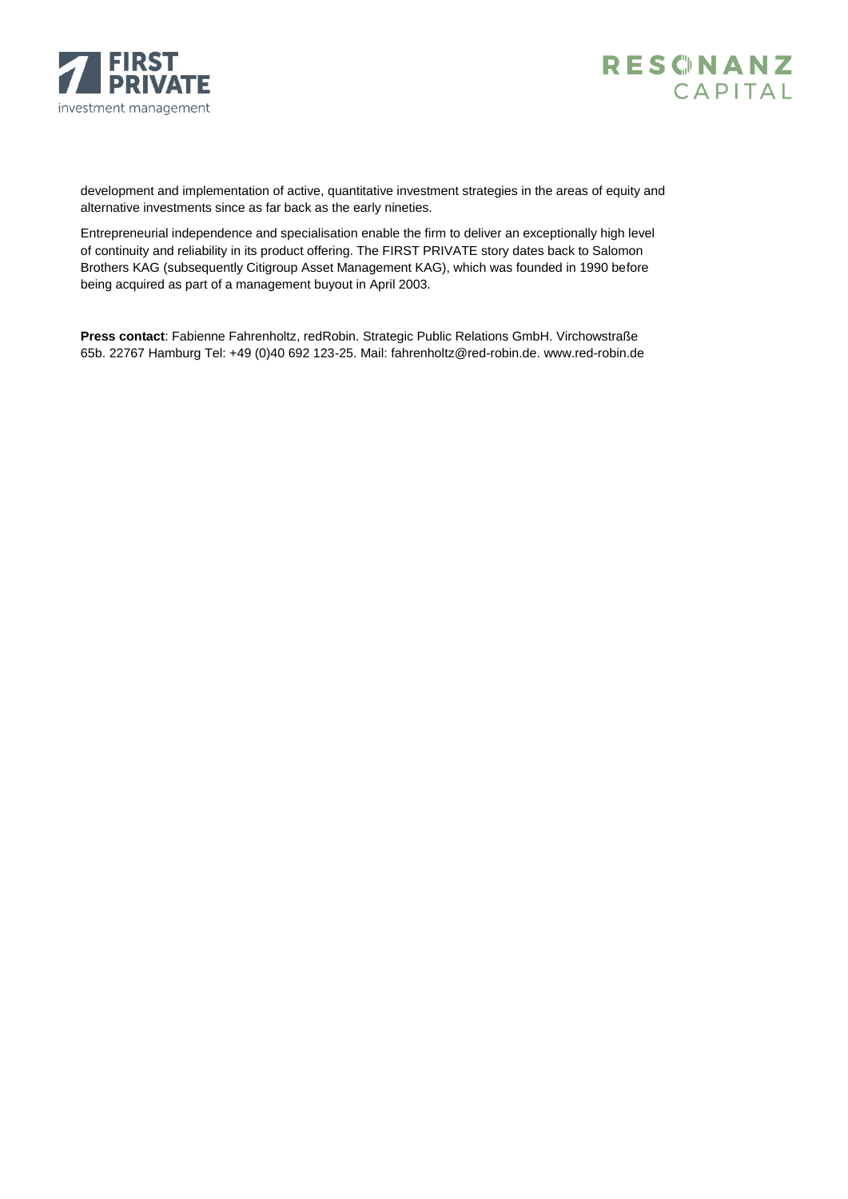development and implementation of active, quantitative investment strategies in the areas of equity and alternative investments since as far back as the early nineties.

Entrepreneurial independence and specialisation enable the firm to deliver an exceptionally high level of continuity and reliability in its product offering. The FIRST PRIVATE story dates back to Salomon Brothers KAG (subsequently Citigroup Asset Management KAG), which was founded in 1990 before being acquired as part of a management buyout in April 2003.

**Press contact**: Fabienne Fahrenholtz, redRobin. Strategic Public Relations GmbH. Virchowstraße 65b. 22767 Hamburg Tel: +49 (0)40 692 123-25. Mail: fahrenholtz@red-robin.de. www.red-robin.de